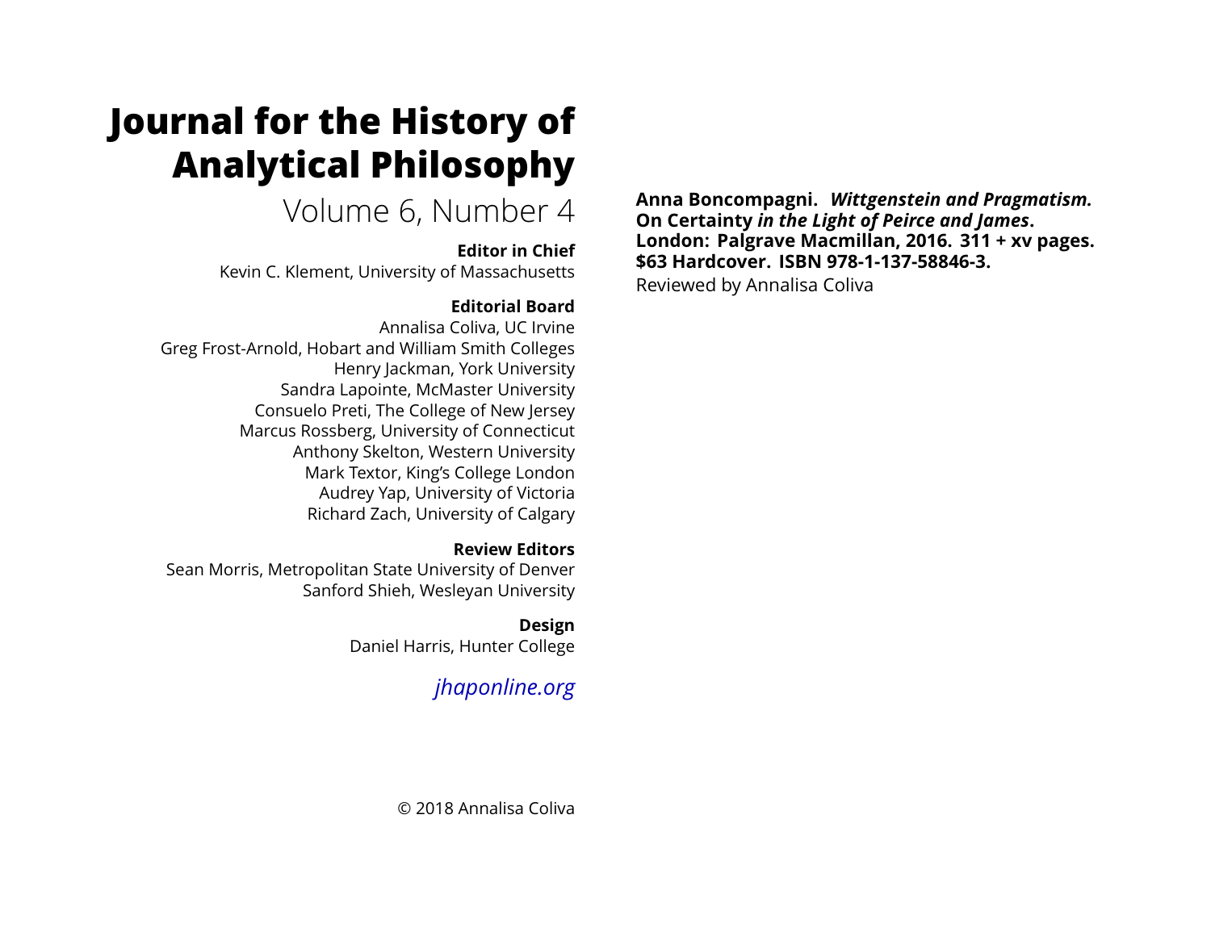# Journal for the History of Analytical Philosophy

Volume 6, Number 4

**Editor in Chief**

Kevin C. Klement, University of Massachusetts

**Editorial Board**

Annalisa Coliva, UC Irvine
Greg Frost-Arnold, Hobart and William Smith Colleges
Henry Jackman, York University
Sandra Lapointe, McMaster University
Consuelo Preti, The College of New Jersey
Marcus Rossberg, University of Connecticut
Anthony Skelton, Western University
Mark Textor, King's College London
Audrey Yap, University of Victoria
Richard Zach, University of Calgary

**Review Editors**

Sean Morris, Metropolitan State University of Denver
Sanford Shieh, Wesleyan University

**Design**

Daniel Harris, Hunter College

*jhaponline.org*

© 2018 Annalisa Coliva

**Anna Boncompagni. *Wittgenstein and Pragmatism. On Certainty in the Light of Peirce and James*. London: Palgrave Macmillan, 2016. 311 + xv pages. $63 Hardcover. ISBN 978-1-137-58846-3.**

Reviewed by Annalisa Coliva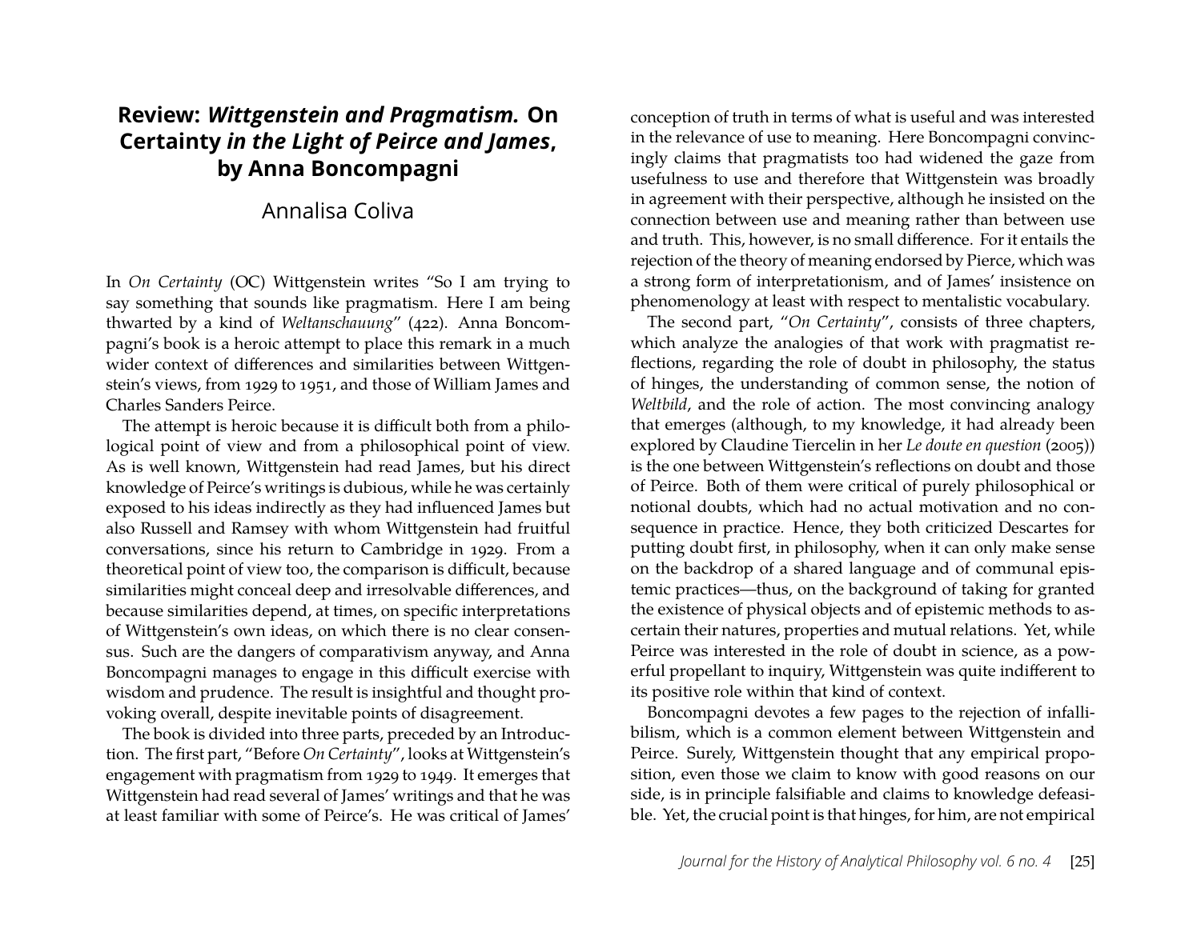# Review: *Wittgenstein and Pragmatism.* On Certainty *in the Light of Peirce and James*, by Anna Boncompagni

Annalisa Coliva

In *On Certainty* (OC) Wittgenstein writes "So I am trying to say something that sounds like pragmatism. Here I am being thwarted by a kind of *Weltanschauung*" (422). Anna Boncompagni's book is a heroic attempt to place this remark in a much wider context of differences and similarities between Wittgenstein's views, from 1929 to 1951, and those of William James and Charles Sanders Peirce.

The attempt is heroic because it is difficult both from a philological point of view and from a philosophical point of view. As is well known, Wittgenstein had read James, but his direct knowledge of Peirce's writings is dubious, while he was certainly exposed to his ideas indirectly as they had influenced James but also Russell and Ramsey with whom Wittgenstein had fruitful conversations, since his return to Cambridge in 1929. From a theoretical point of view too, the comparison is difficult, because similarities might conceal deep and irresolvable differences, and because similarities depend, at times, on specific interpretations of Wittgenstein's own ideas, on which there is no clear consensus. Such are the dangers of comparativism anyway, and Anna Boncompagni manages to engage in this difficult exercise with wisdom and prudence. The result is insightful and thought provoking overall, despite inevitable points of disagreement.

The book is divided into three parts, preceded by an Introduction. The first part, "Before *On Certainty*", looks at Wittgenstein's engagement with pragmatism from 1929 to 1949. It emerges that Wittgenstein had read several of James' writings and that he was at least familiar with some of Peirce's. He was critical of James' conception of truth in terms of what is useful and was interested in the relevance of use to meaning. Here Boncompagni convincingly claims that pragmatists too had widened the gaze from usefulness to use and therefore that Wittgenstein was broadly in agreement with their perspective, although he insisted on the connection between use and meaning rather than between use and truth. This, however, is no small difference. For it entails the rejection of the theory of meaning endorsed by Pierce, which was a strong form of interpretationism, and of James' insistence on phenomenology at least with respect to mentalistic vocabulary.

The second part, "*On Certainty*", consists of three chapters, which analyze the analogies of that work with pragmatist reflections, regarding the role of doubt in philosophy, the status of hinges, the understanding of common sense, the notion of *Weltbild*, and the role of action. The most convincing analogy that emerges (although, to my knowledge, it had already been explored by Claudine Tiercelin in her *Le doute en question* (2005)) is the one between Wittgenstein's reflections on doubt and those of Peirce. Both of them were critical of purely philosophical or notional doubts, which had no actual motivation and no consequence in practice. Hence, they both criticized Descartes for putting doubt first, in philosophy, when it can only make sense on the backdrop of a shared language and of communal epistemic practices—thus, on the background of taking for granted the existence of physical objects and of epistemic methods to ascertain their natures, properties and mutual relations. Yet, while Peirce was interested in the role of doubt in science, as a powerful propellant to inquiry, Wittgenstein was quite indifferent to its positive role within that kind of context.

Boncompagni devotes a few pages to the rejection of infallibilism, which is a common element between Wittgenstein and Peirce. Surely, Wittgenstein thought that any empirical proposition, even those we claim to know with good reasons on our side, is in principle falsifiable and claims to knowledge defeasible. Yet, the crucial point is that hinges, for him, are not empirical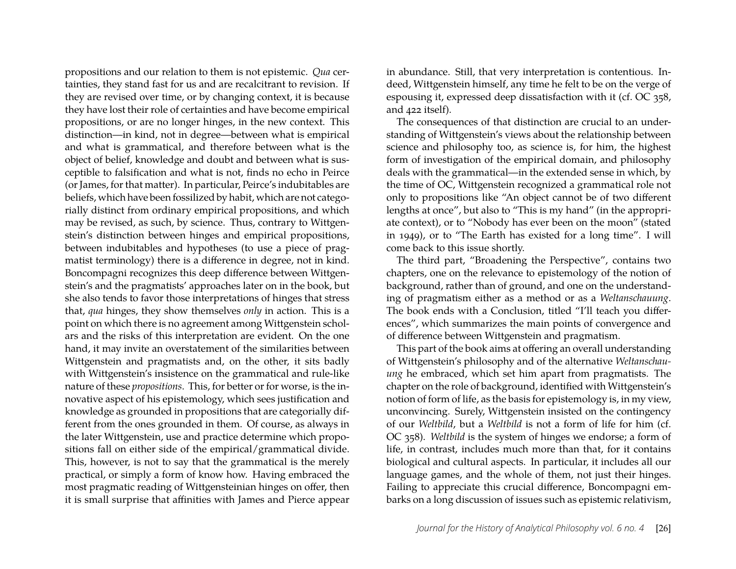propositions and our relation to them is not epistemic. *Qua* certainties, they stand fast for us and are recalcitrant to revision. If they are revised over time, or by changing context, it is because they have lost their role of certainties and have become empirical propositions, or are no longer hinges, in the new context. This distinction—in kind, not in degree—between what is empirical and what is grammatical, and therefore between what is the object of belief, knowledge and doubt and between what is susceptible to falsification and what is not, finds no echo in Peirce (or James, for that matter). In particular, Peirce's indubitables are beliefs, which have been fossilized by habit, which are not categorially distinct from ordinary empirical propositions, and which may be revised, as such, by science. Thus, contrary to Wittgenstein's distinction between hinges and empirical propositions, between indubitables and hypotheses (to use a piece of pragmatist terminology) there is a difference in degree, not in kind. Boncompagni recognizes this deep difference between Wittgenstein's and the pragmatists' approaches later on in the book, but she also tends to favor those interpretations of hinges that stress that, *qua* hinges, they show themselves *only* in action. This is a point on which there is no agreement among Wittgenstein scholars and the risks of this interpretation are evident. On the one hand, it may invite an overstatement of the similarities between Wittgenstein and pragmatists and, on the other, it sits badly with Wittgenstein's insistence on the grammatical and rule-like nature of these *propositions*. This, for better or for worse, is the innovative aspect of his epistemology, which sees justification and knowledge as grounded in propositions that are categorially different from the ones grounded in them. Of course, as always in the later Wittgenstein, use and practice determine which propositions fall on either side of the empirical/grammatical divide. This, however, is not to say that the grammatical is the merely practical, or simply a form of know how. Having embraced the most pragmatic reading of Wittgensteinian hinges on offer, then it is small surprise that affinities with James and Pierce appear in abundance. Still, that very interpretation is contentious. Indeed, Wittgenstein himself, any time he felt to be on the verge of espousing it, expressed deep dissatisfaction with it (cf. OC 358, and 422 itself).

The consequences of that distinction are crucial to an understanding of Wittgenstein's views about the relationship between science and philosophy too, as science is, for him, the highest form of investigation of the empirical domain, and philosophy deals with the grammatical—in the extended sense in which, by the time of OC, Wittgenstein recognized a grammatical role not only to propositions like "An object cannot be of two different lengths at once", but also to "This is my hand" (in the appropriate context), or to "Nobody has ever been on the moon" (stated in 1949), or to "The Earth has existed for a long time". I will come back to this issue shortly.

The third part, "Broadening the Perspective", contains two chapters, one on the relevance to epistemology of the notion of background, rather than of ground, and one on the understanding of pragmatism either as a method or as a *Weltanschauung*. The book ends with a Conclusion, titled "I'll teach you differences", which summarizes the main points of convergence and of difference between Wittgenstein and pragmatism.

This part of the book aims at offering an overall understanding of Wittgenstein's philosophy and of the alternative *Weltanschauung* he embraced, which set him apart from pragmatists. The chapter on the role of background, identified with Wittgenstein's notion of form of life, as the basis for epistemology is, in my view, unconvincing. Surely, Wittgenstein insisted on the contingency of our *Weltbild*, but a *Weltbild* is not a form of life for him (cf. OC 358). *Weltbild* is the system of hinges we endorse; a form of life, in contrast, includes much more than that, for it contains biological and cultural aspects. In particular, it includes all our language games, and the whole of them, not just their hinges. Failing to appreciate this crucial difference, Boncompagni embarks on a long discussion of issues such as epistemic relativism,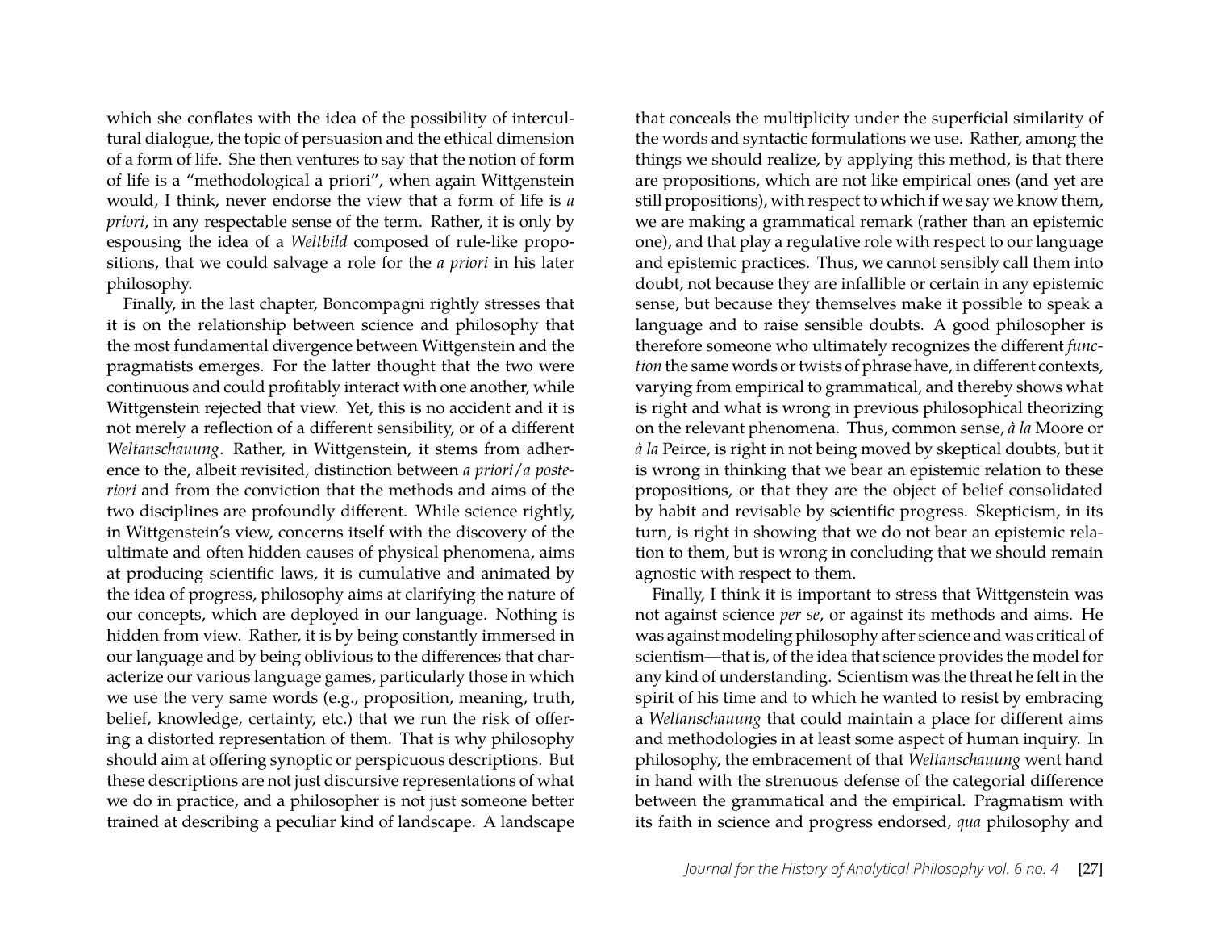which she conflates with the idea of the possibility of intercultural dialogue, the topic of persuasion and the ethical dimension of a form of life. She then ventures to say that the notion of form of life is a "methodological a priori", when again Wittgenstein would, I think, never endorse the view that a form of life is *a priori*, in any respectable sense of the term. Rather, it is only by espousing the idea of a *Weltbild* composed of rule-like propositions, that we could salvage a role for the *a priori* in his later philosophy.

Finally, in the last chapter, Boncompagni rightly stresses that it is on the relationship between science and philosophy that the most fundamental divergence between Wittgenstein and the pragmatists emerges. For the latter thought that the two were continuous and could profitably interact with one another, while Wittgenstein rejected that view. Yet, this is no accident and it is not merely a reflection of a different sensibility, or of a different *Weltanschauung*. Rather, in Wittgenstein, it stems from adherence to the, albeit revisited, distinction between *a priori*/*a posteriori* and from the conviction that the methods and aims of the two disciplines are profoundly different. While science rightly, in Wittgenstein's view, concerns itself with the discovery of the ultimate and often hidden causes of physical phenomena, aims at producing scientific laws, it is cumulative and animated by the idea of progress, philosophy aims at clarifying the nature of our concepts, which are deployed in our language. Nothing is hidden from view. Rather, it is by being constantly immersed in our language and by being oblivious to the differences that characterize our various language games, particularly those in which we use the very same words (e.g., proposition, meaning, truth, belief, knowledge, certainty, etc.) that we run the risk of offering a distorted representation of them. That is why philosophy should aim at offering synoptic or perspicuous descriptions. But these descriptions are not just discursive representations of what we do in practice, and a philosopher is not just someone better trained at describing a peculiar kind of landscape. A landscape that conceals the multiplicity under the superficial similarity of the words and syntactic formulations we use. Rather, among the things we should realize, by applying this method, is that there are propositions, which are not like empirical ones (and yet are still propositions), with respect to which if we say we know them, we are making a grammatical remark (rather than an epistemic one), and that play a regulative role with respect to our language and epistemic practices. Thus, we cannot sensibly call them into doubt, not because they are infallible or certain in any epistemic sense, but because they themselves make it possible to speak a language and to raise sensible doubts. A good philosopher is therefore someone who ultimately recognizes the different *function* the same words or twists of phrase have, in different contexts, varying from empirical to grammatical, and thereby shows what is right and what is wrong in previous philosophical theorizing on the relevant phenomena. Thus, common sense, *à la* Moore or *à la* Peirce, is right in not being moved by skeptical doubts, but it is wrong in thinking that we bear an epistemic relation to these propositions, or that they are the object of belief consolidated by habit and revisable by scientific progress. Skepticism, in its turn, is right in showing that we do not bear an epistemic relation to them, but is wrong in concluding that we should remain agnostic with respect to them.

Finally, I think it is important to stress that Wittgenstein was not against science *per se*, or against its methods and aims. He was against modeling philosophy after science and was critical of scientism—that is, of the idea that science provides the model for any kind of understanding. Scientism was the threat he felt in the spirit of his time and to which he wanted to resist by embracing a *Weltanschauung* that could maintain a place for different aims and methodologies in at least some aspect of human inquiry. In philosophy, the embracement of that *Weltanschauung* went hand in hand with the strenuous defense of the categorial difference between the grammatical and the empirical. Pragmatism with its faith in science and progress endorsed, *qua* philosophy and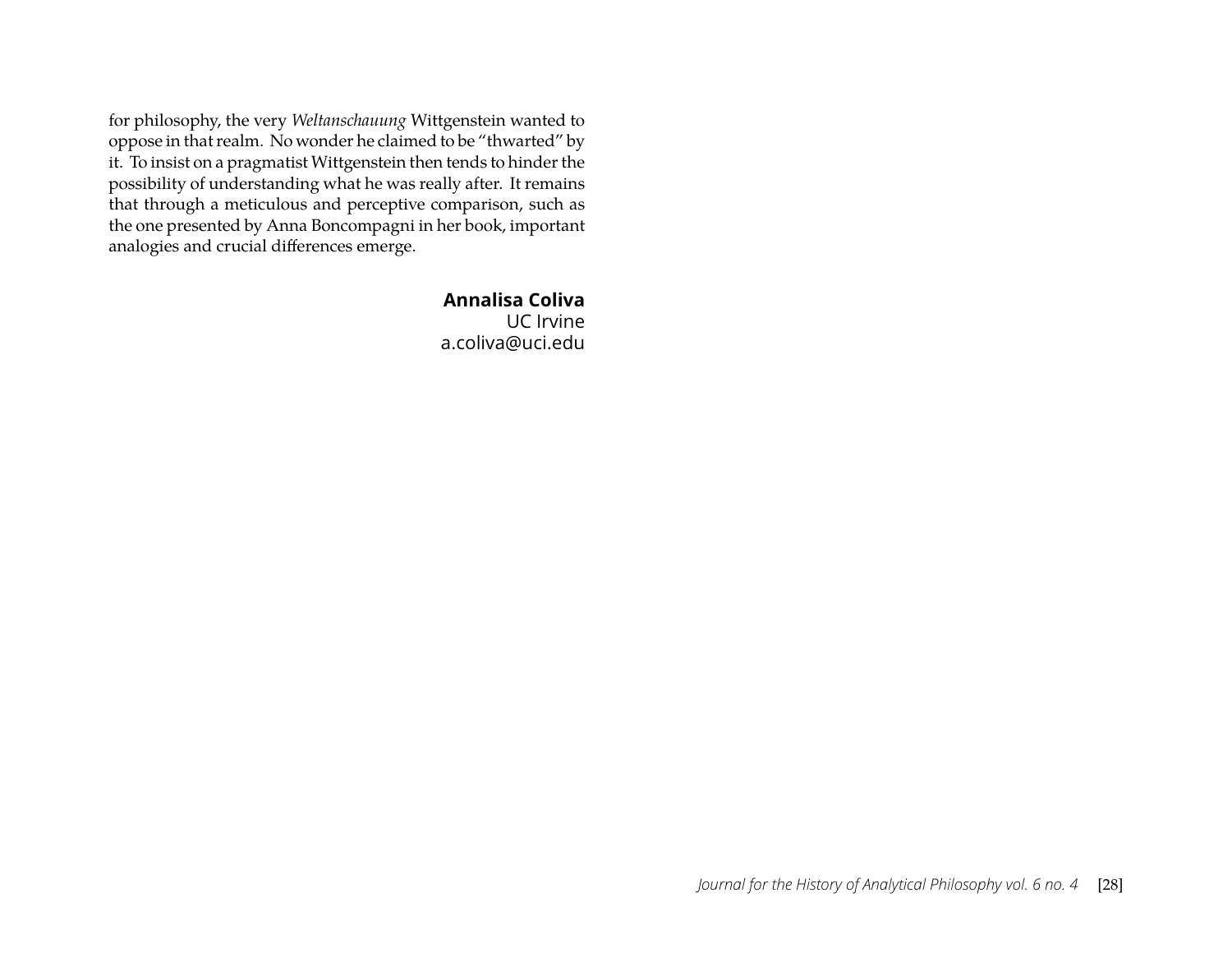for philosophy, the very *Weltanschauung* Wittgenstein wanted to oppose in that realm. No wonder he claimed to be "thwarted" by it. To insist on a pragmatist Wittgenstein then tends to hinder the possibility of understanding what he was really after. It remains that through a meticulous and perceptive comparison, such as the one presented by Anna Boncompagni in her book, important analogies and crucial differences emerge.

**Annalisa Coliva**
UC Irvine
a.coliva@uci.edu